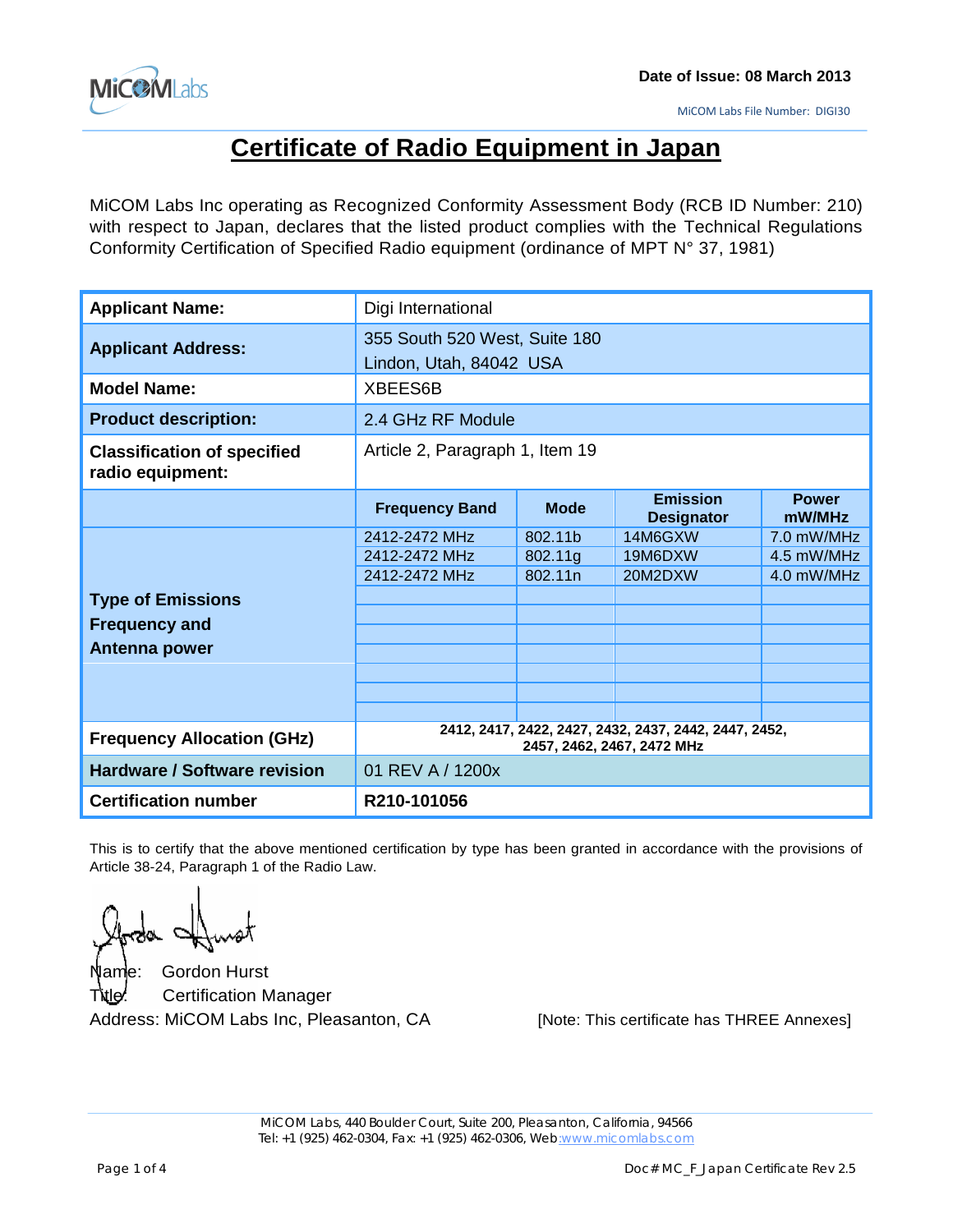Date of Issue: 08 March 2013

MiCOM Labs File Number: DIGI30

# Certificate of Radio Equipment in Japan

MiCOM Labs Inc operating as Recognized Conformity Assessment Body (RCB ID Number: 210) with respect to Japan, declares that the listed product complies with the Technical Regulations Conformity Certification of Specified Radio equipment (ordinance of MPT N° 37, 1981)

| **Applicant Name:** | Digi International | | | |
|---|---|---|---|---|
| **Applicant Address:** | 355 South 520 West, Suite 180<br>Lindon, Utah, 84042 USA | | | |
| **Model Name:** | XBEES6B | | | |
| **Product description:** | 2.4 GHz RF Module | | | |
| **Classification of specified radio equipment:** | Article 2, Paragraph 1, Item 19 | | | |
| | **Frequency Band** | **Mode** | **Emission Designator** | **Power mW/MHz** |
| **Type of Emissions Frequency and Antenna power** | 2412-2472 MHz | 802.11b | 14M6GXW | 7.0 mW/MHz |
| | 2412-2472 MHz | 802.11g | 19M6DXW | 4.5 mW/MHz |
| | 2412-2472 MHz | 802.11n | 20M2DXW | 4.0 mW/MHz |
| **Frequency Allocation (GHz)** | **2412, 2417, 2422, 2427, 2432, 2437, 2442, 2447, 2452, 2457, 2462, 2467, 2472 MHz** | | | |
| **Hardware / Software revision** | 01 REV A / 1200x | | | |
| **Certification number** | **R210-101056** | | | |

This is to certify that the above mentioned certification by type has been granted in accordance with the provisions of Article 38-24, Paragraph 1 of the Radio Law.

Name: Gordon Hurst

Title: Certification Manager

Address: MiCOM Labs Inc, Pleasanton, CA

[Note: This certificate has THREE Annexes]

MiCOM Labs, 440 Boulder Court, Suite 200, Pleasanton, California, 94566
Tel: +1 (925) 462-0304, Fax: +1 (925) 462-0306, Web: www.micomlabs.com

Doc # MC_F_Japan Certificate Rev 2.5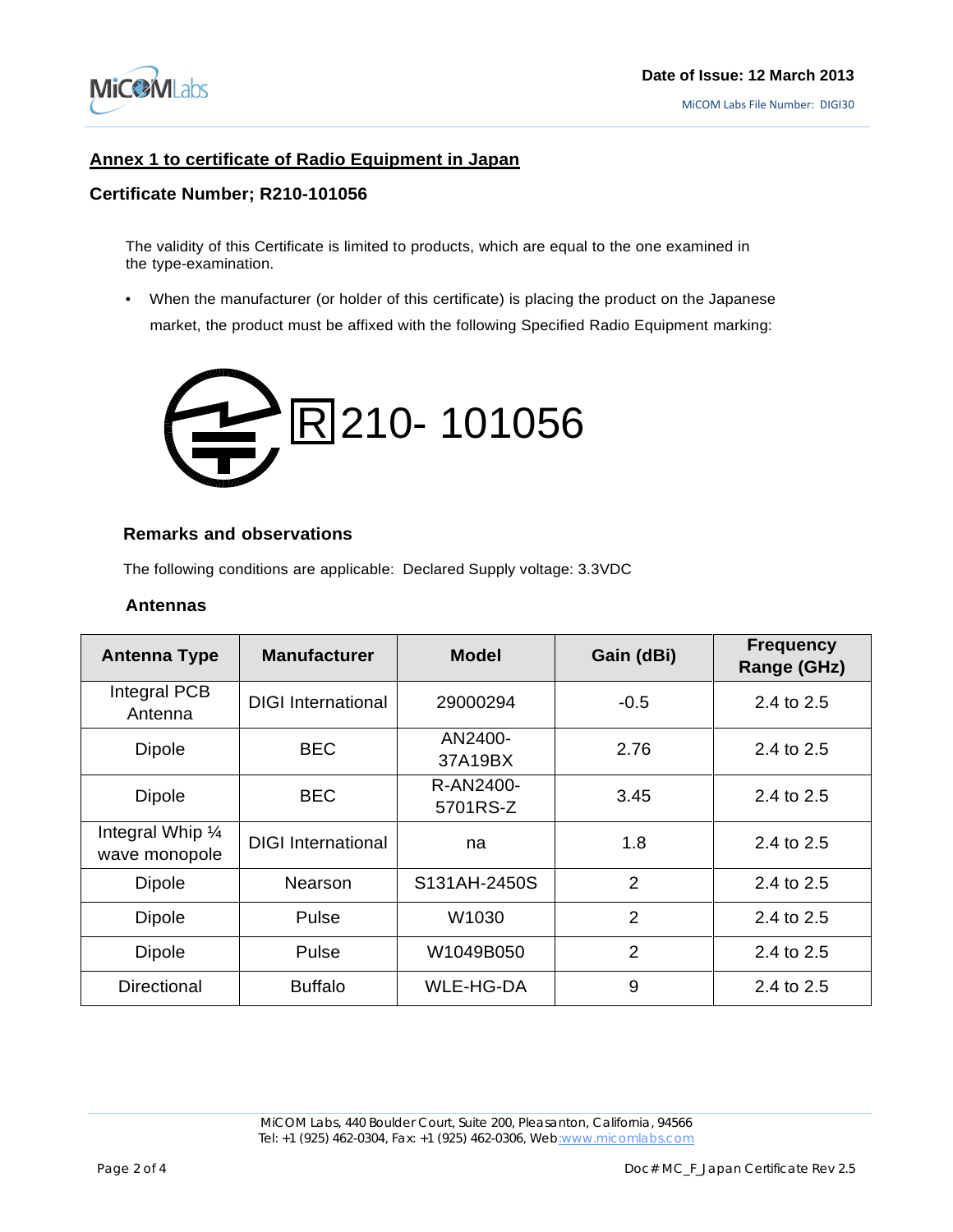## Annex 1 to certificate of Radio Equipment in Japan

### Certificate Number; R210-101056

The validity of this Certificate is limited to products, which are equal to the one examined in the type-examination.

- When the manufacturer (or holder of this certificate) is placing the product on the Japanese market, the product must be affixed with the following Specified Radio Equipment marking:

R 210- 101056

### Remarks and observations

The following conditions are applicable: Declared Supply voltage: 3.3VDC

### Antennas

| Antenna Type | Manufacturer | Model | Gain (dBi) | Frequency Range (GHz) |
|---|---|---|---|---|
| Integral PCB Antenna | DIGI International | 29000294 | -0.5 | 2.4 to 2.5 |
| Dipole | BEC | AN2400-37A19BX | 2.76 | 2.4 to 2.5 |
| Dipole | BEC | R-AN2400-5701RS-Z | 3.45 | 2.4 to 2.5 |
| Integral Whip ¼ wave monopole | DIGI International | na | 1.8 | 2.4 to 2.5 |
| Dipole | Nearson | S131AH-2450S | 2 | 2.4 to 2.5 |
| Dipole | Pulse | W1030 | 2 | 2.4 to 2.5 |
| Dipole | Pulse | W1049B050 | 2 | 2.4 to 2.5 |
| Directional | Buffalo | WLE-HG-DA | 9 | 2.4 to 2.5 |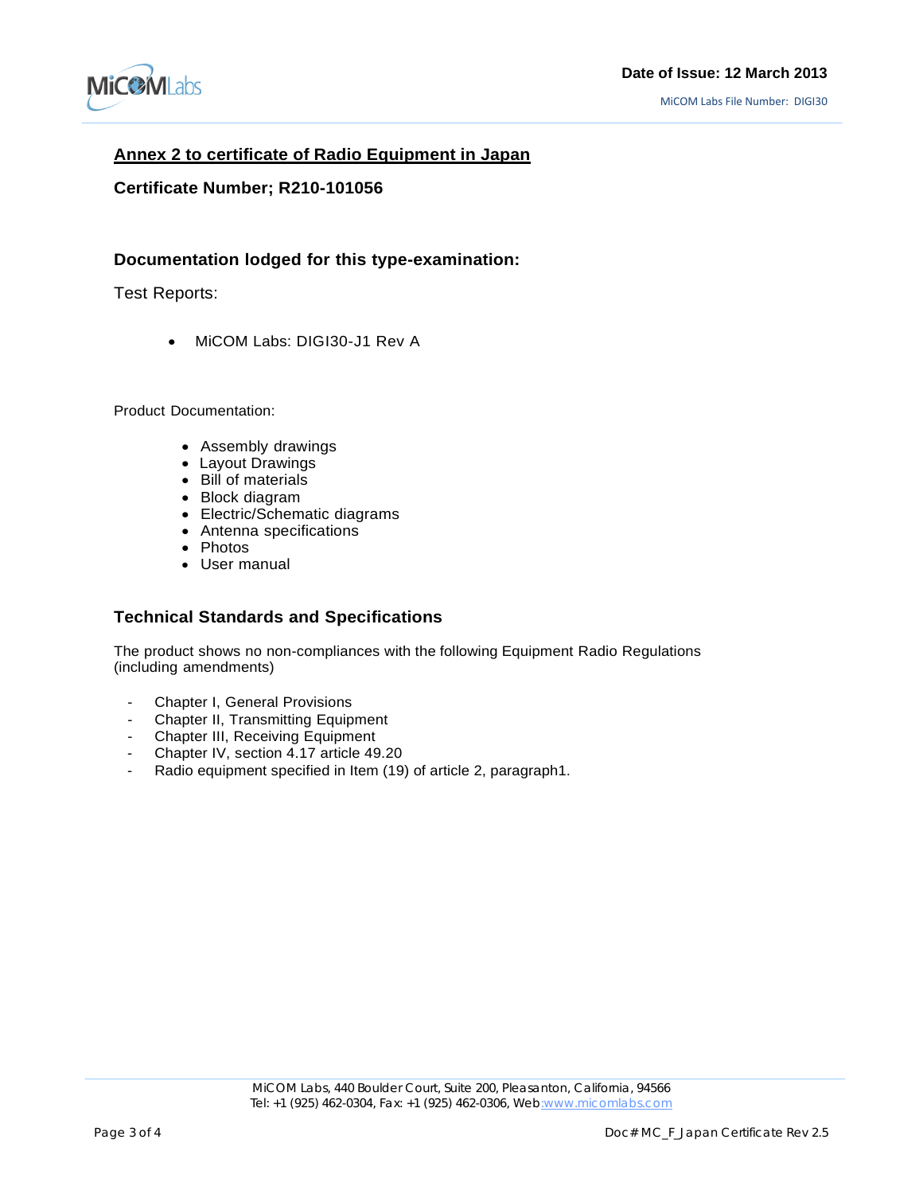## Annex 2 to certificate of Radio Equipment in Japan

**Certificate Number; R210-101056**

### Documentation lodged for this type-examination:

Test Reports:

- MiCOM Labs: DIGI30-J1 Rev A

Product Documentation:

- Assembly drawings
- Layout Drawings
- Bill of materials
- Block diagram
- Electric/Schematic diagrams
- Antenna specifications
- Photos
- User manual

### Technical Standards and Specifications

The product shows no non-compliances with the following Equipment Radio Regulations (including amendments)

- Chapter I, General Provisions
- Chapter II, Transmitting Equipment
- Chapter III, Receiving Equipment
- Chapter IV, section 4.17 article 49.20
- Radio equipment specified in Item (19) of article 2, paragraph1.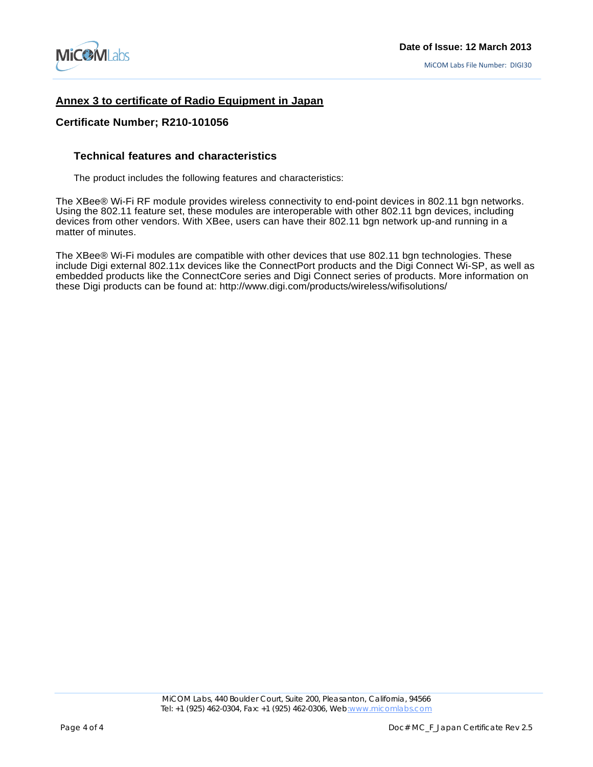## Annex 3 to certificate of Radio Equipment in Japan

## Certificate Number; R210-101056

### Technical features and characteristics

The product includes the following features and characteristics:

The XBee® Wi-Fi RF module provides wireless connectivity to end-point devices in 802.11 bgn networks. Using the 802.11 feature set, these modules are interoperable with other 802.11 bgn devices, including devices from other vendors. With XBee, users can have their 802.11 bgn network up-and running in a matter of minutes.

The XBee® Wi-Fi modules are compatible with other devices that use 802.11 bgn technologies. These include Digi external 802.11x devices like the ConnectPort products and the Digi Connect Wi-SP, as well as embedded products like the ConnectCore series and Digi Connect series of products. More information on these Digi products can be found at: http://www.digi.com/products/wireless/wifisolutions/